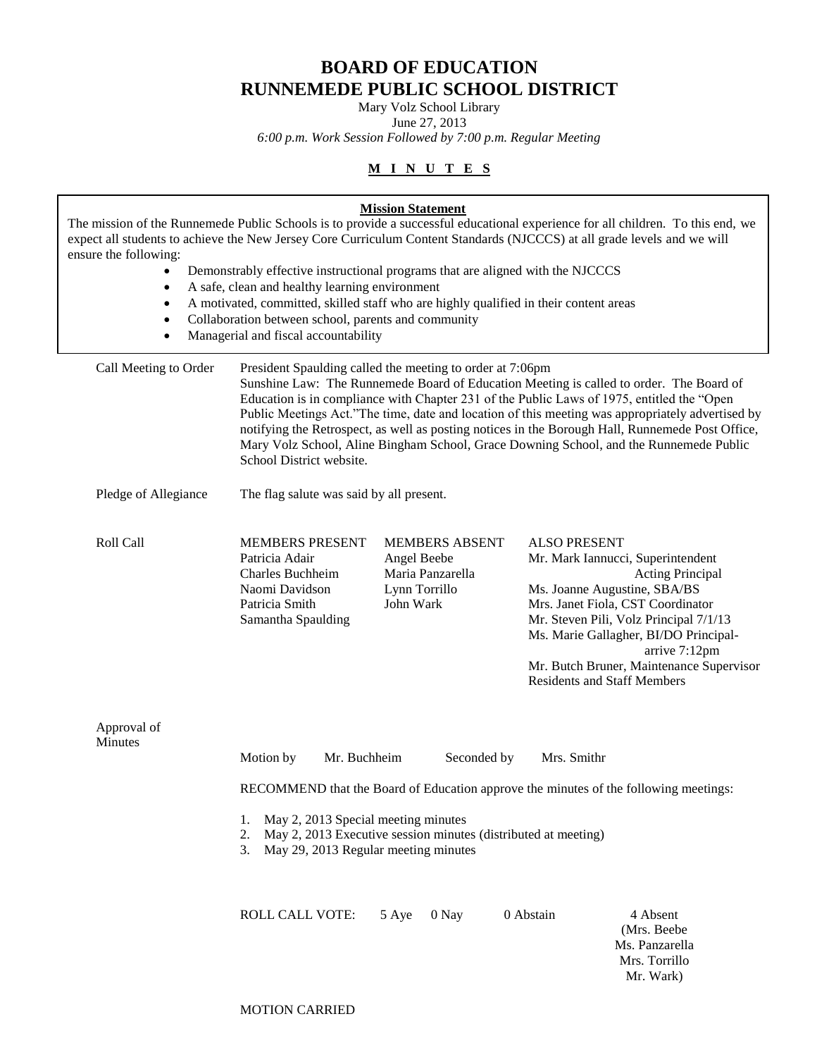# BOARD OF EDUCATION
# RUNNEMEDE PUBLIC SCHOOL DISTRICT

Mary Volz School Library
June 27, 2013
*6:00 p.m. Work Session Followed by 7:00 p.m. Regular Meeting*

**M I N U T E S**

**Mission Statement**

The mission of the Runnemede Public Schools is to provide a successful educational experience for all children. To this end, we expect all students to achieve the New Jersey Core Curriculum Content Standards (NJCCCS) at all grade levels and we will ensure the following:

- Demonstrably effective instructional programs that are aligned with the NJCCCS
- A safe, clean and healthy learning environment
- A motivated, committed, skilled staff who are highly qualified in their content areas
- Collaboration between school, parents and community
- Managerial and fiscal accountability

**Call Meeting to Order**

President Spaulding called the meeting to order at 7:06pm

Sunshine Law: The Runnemede Board of Education Meeting is called to order. The Board of Education is in compliance with Chapter 231 of the Public Laws of 1975, entitled the "Open Public Meetings Act."The time, date and location of this meeting was appropriately advertised by notifying the Retrospect, as well as posting notices in the Borough Hall, Runnemede Post Office, Mary Volz School, Aline Bingham School, Grace Downing School, and the Runnemede Public School District website.

**Pledge of Allegiance**

The flag salute was said by all present.

**Roll Call**

| MEMBERS PRESENT | MEMBERS ABSENT | ALSO PRESENT |
|---|---|---|
| Patricia Adair | Angel Beebe | Mr. Mark Iannucci, Superintendent Acting Principal |
| Charles Buchheim | Maria Panzarella | Ms. Joanne Augustine, SBA/BS |
| Naomi Davidson | Lynn Torrillo | Mrs. Janet Fiola, CST Coordinator |
| Patricia Smith | John Wark | Mr. Steven Pili, Volz Principal 7/1/13 |
| Samantha Spaulding | | Ms. Marie Gallagher, BI/DO Principal- arrive 7:12pm |
| | | Mr. Butch Bruner, Maintenance Supervisor |
| | | Residents and Staff Members |

**Approval of Minutes**

Motion by Mr. Buchheim Seconded by Mrs. Smithr

RECOMMEND that the Board of Education approve the minutes of the following meetings:

1. May 2, 2013 Special meeting minutes
2. May 2, 2013 Executive session minutes (distributed at meeting)
3. May 29, 2013 Regular meeting minutes

ROLL CALL VOTE: 5 Aye 0 Nay 0 Abstain 4 Absent (Mrs. Beebe, Ms. Panzarella, Mrs. Torrillo, Mr. Wark)

MOTION CARRIED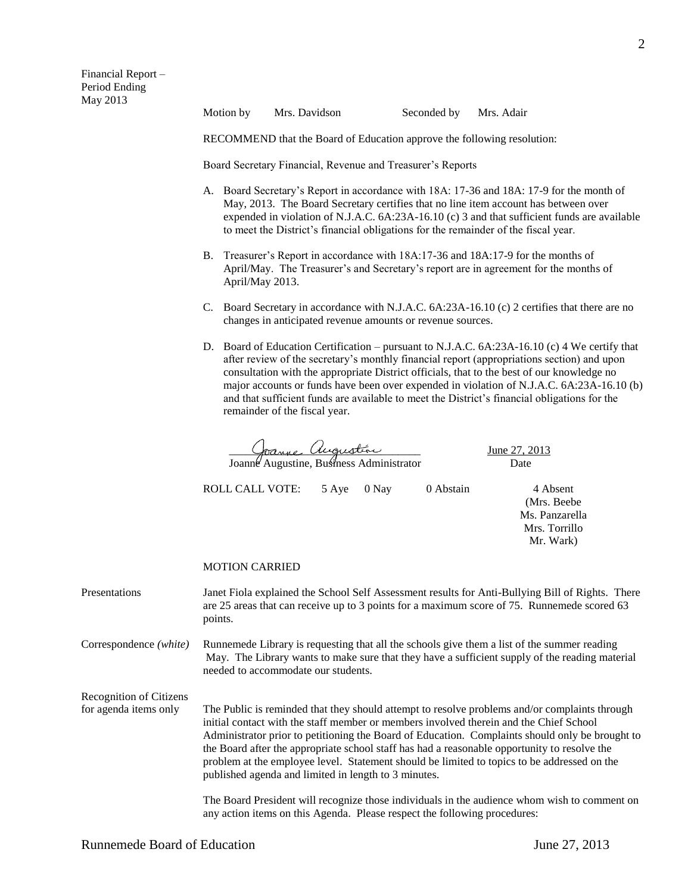**Financial Report – Period Ending May 2013**

Motion by Mrs. Davidson Seconded by Mrs. Adair

RECOMMEND that the Board of Education approve the following resolution:

Board Secretary Financial, Revenue and Treasurer's Reports

A. Board Secretary's Report in accordance with 18A: 17-36 and 18A: 17-9 for the month of May, 2013. The Board Secretary certifies that no line item account has between over expended in violation of N.J.A.C. 6A:23A-16.10 (c) 3 and that sufficient funds are available to meet the District's financial obligations for the remainder of the fiscal year.

B. Treasurer's Report in accordance with 18A:17-36 and 18A:17-9 for the months of April/May. The Treasurer's and Secretary's report are in agreement for the months of April/May 2013.

C. Board Secretary in accordance with N.J.A.C. 6A:23A-16.10 (c) 2 certifies that there are no changes in anticipated revenue amounts or revenue sources.

D. Board of Education Certification – pursuant to N.J.A.C. 6A:23A-16.10 (c) 4 We certify that after review of the secretary's monthly financial report (appropriations section) and upon consultation with the appropriate District officials, that to the best of our knowledge no major accounts or funds have been over expended in violation of N.J.A.C. 6A:23A-16.10 (b) and that sufficient funds are available to meet the District's financial obligations for the remainder of the fiscal year.

Joanne Augustine, Business Administrator — June 27, 2013 (Date)

ROLL CALL VOTE: 5 Aye 0 Nay 0 Abstain 4 Absent (Mrs. Beebe, Ms. Panzarella, Mrs. Torrillo, Mr. Wark)

MOTION CARRIED

**Presentations**

Janet Fiola explained the School Self Assessment results for Anti-Bullying Bill of Rights. There are 25 areas that can receive up to 3 points for a maximum score of 75. Runnemede scored 63 points.

**Correspondence *(white)***

Runnemede Library is requesting that all the schools give them a list of the summer reading May. The Library wants to make sure that they have a sufficient supply of the reading material needed to accommodate our students.

**Recognition of Citizens for agenda items only**

The Public is reminded that they should attempt to resolve problems and/or complaints through initial contact with the staff member or members involved therein and the Chief School Administrator prior to petitioning the Board of Education. Complaints should only be brought to the Board after the appropriate school staff has had a reasonable opportunity to resolve the problem at the employee level. Statement should be limited to topics to be addressed on the published agenda and limited in length to 3 minutes.

The Board President will recognize those individuals in the audience whom wish to comment on any action items on this Agenda. Please respect the following procedures: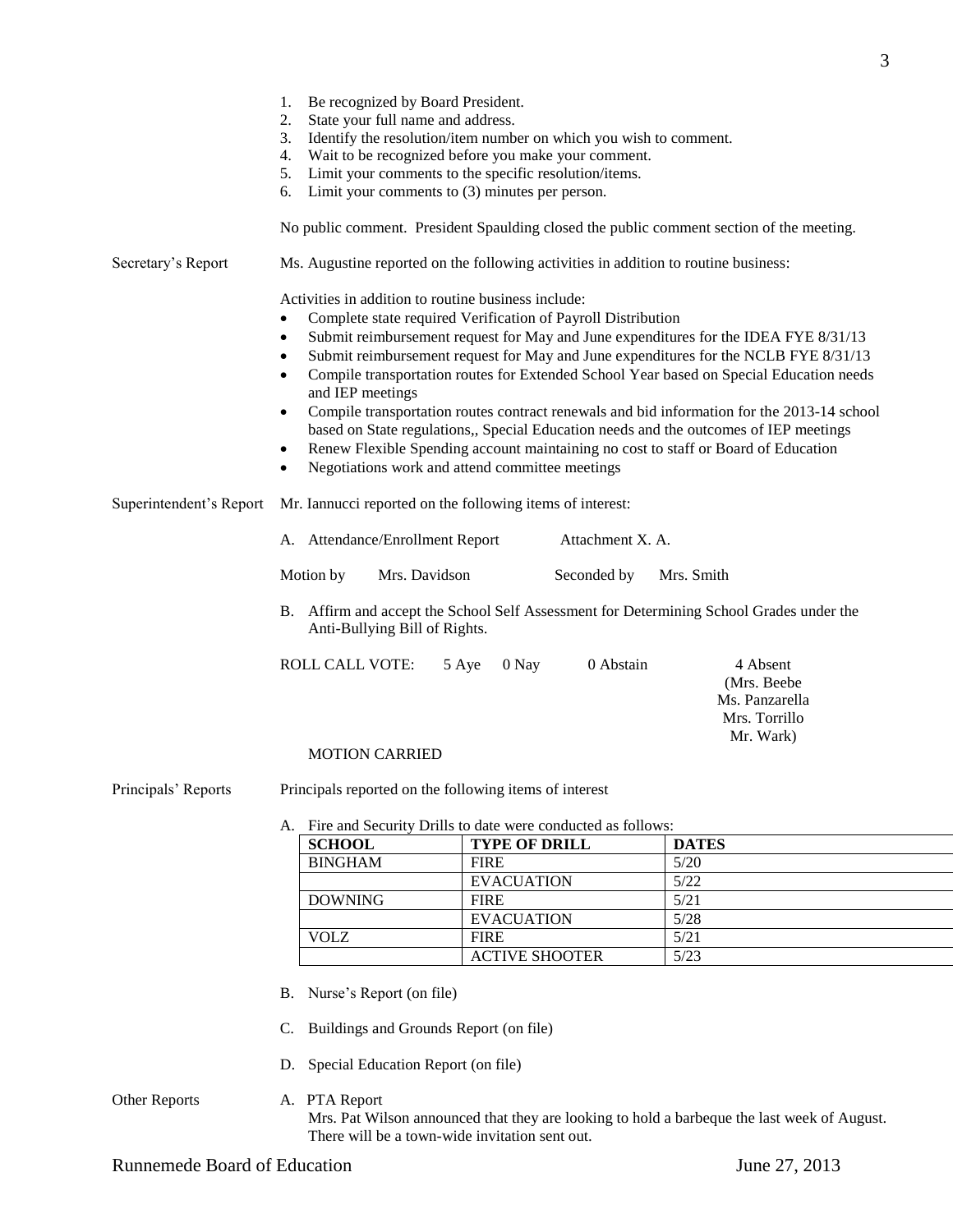1. Be recognized by Board President.
2. State your full name and address.
3. Identify the resolution/item number on which you wish to comment.
4. Wait to be recognized before you make your comment.
5. Limit your comments to the specific resolution/items.
6. Limit your comments to (3) minutes per person.

No public comment. President Spaulding closed the public comment section of the meeting.

**Secretary's Report**

Ms. Augustine reported on the following activities in addition to routine business:

Activities in addition to routine business include:

- Complete state required Verification of Payroll Distribution
- Submit reimbursement request for May and June expenditures for the IDEA FYE 8/31/13
- Submit reimbursement request for May and June expenditures for the NCLB FYE 8/31/13
- Compile transportation routes for Extended School Year based on Special Education needs and IEP meetings
- Compile transportation routes contract renewals and bid information for the 2013-14 school based on State regulations,, Special Education needs and the outcomes of IEP meetings
- Renew Flexible Spending account maintaining no cost to staff or Board of Education
- Negotiations work and attend committee meetings

**Superintendent's Report**

Mr. Iannucci reported on the following items of interest:

A. Attendance/Enrollment Report Attachment X. A.

Motion by Mrs. Davidson Seconded by Mrs. Smith

B. Affirm and accept the School Self Assessment for Determining School Grades under the Anti-Bullying Bill of Rights.

ROLL CALL VOTE: 5 Aye 0 Nay 0 Abstain 4 Absent (Mrs. Beebe, Ms. Panzarella, Mrs. Torrillo, Mr. Wark)

MOTION CARRIED

**Principals' Reports**

Principals reported on the following items of interest

A. Fire and Security Drills to date were conducted as follows:

| SCHOOL | TYPE OF DRILL | DATES |
|---|---|---|
| BINGHAM | FIRE | 5/20 |
| | EVACUATION | 5/22 |
| DOWNING | FIRE | 5/21 |
| | EVACUATION | 5/28 |
| VOLZ | FIRE | 5/21 |
| | ACTIVE SHOOTER | 5/23 |

B. Nurse's Report (on file)

C. Buildings and Grounds Report (on file)

D. Special Education Report (on file)

**Other Reports**

A. PTA Report
Mrs. Pat Wilson announced that they are looking to hold a barbeque the last week of August. There will be a town-wide invitation sent out.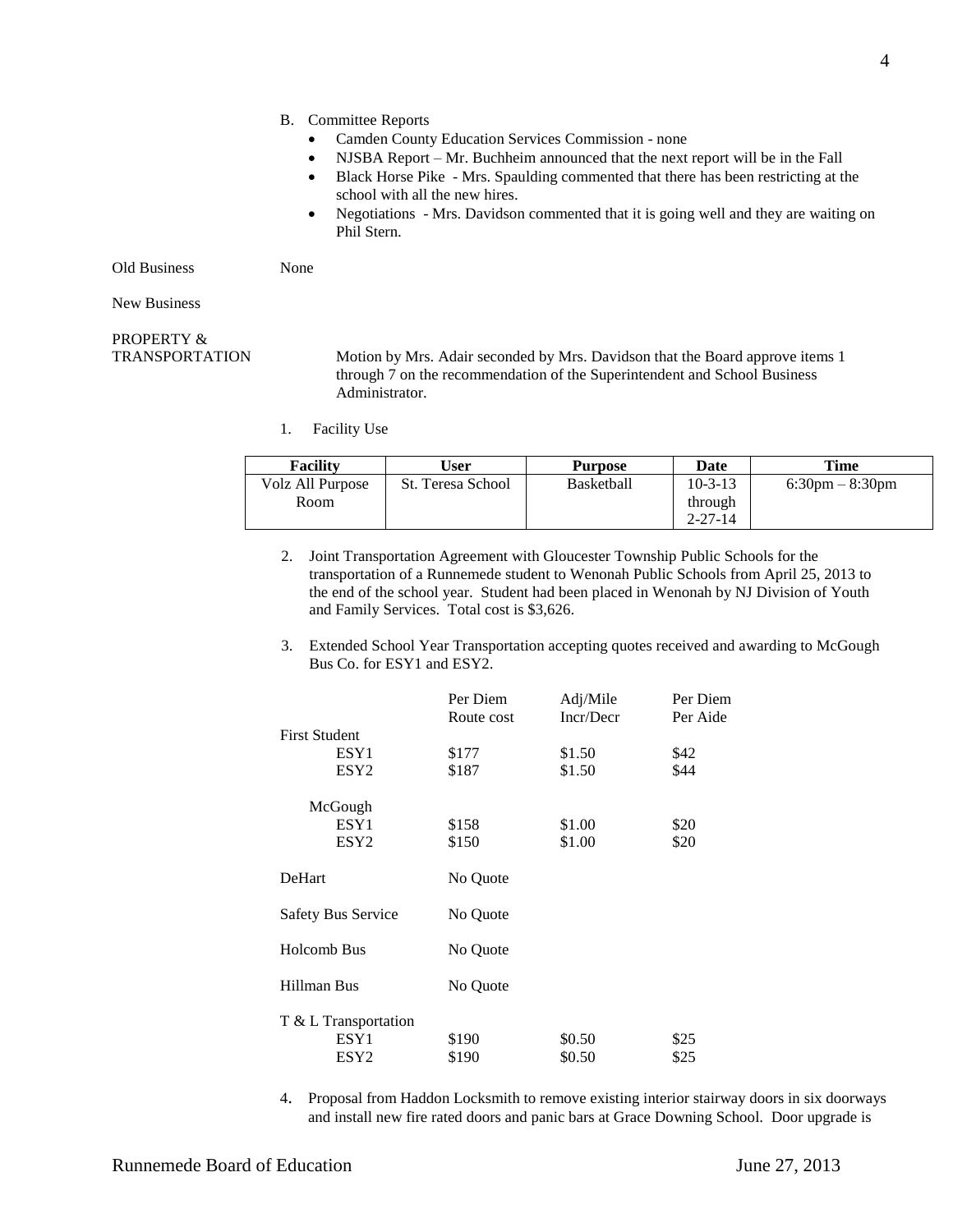B. Committee Reports
- Camden County Education Services Commission - none
- NJSBA Report – Mr. Buchheim announced that the next report will be in the Fall
- Black Horse Pike - Mrs. Spaulding commented that there has been restricting at the school with all the new hires.
- Negotiations - Mrs. Davidson commented that it is going well and they are waiting on Phil Stern.

Old Business None

New Business

PROPERTY & TRANSPORTATION

Motion by Mrs. Adair seconded by Mrs. Davidson that the Board approve items 1 through 7 on the recommendation of the Superintendent and School Business Administrator.

1. Facility Use

| Facility | User | Purpose | Date | Time |
|---|---|---|---|---|
| Volz All Purpose Room | St. Teresa School | Basketball | 10-3-13 through 2-27-14 | 6:30pm – 8:30pm |

2. Joint Transportation Agreement with Gloucester Township Public Schools for the transportation of a Runnemede student to Wenonah Public Schools from April 25, 2013 to the end of the school year. Student had been placed in Wenonah by NJ Division of Youth and Family Services. Total cost is $3,626.

3. Extended School Year Transportation accepting quotes received and awarding to McGough Bus Co. for ESY1 and ESY2.

| | Per Diem Route cost | Adj/Mile Incr/Decr | Per Diem Per Aide |
|---|---|---|---|
| First Student | | | |
| ESY1 | $177 | $1.50 | $42 |
| ESY2 | $187 | $1.50 | $44 |
| McGough | | | |
| ESY1 | $158 | $1.00 | $20 |
| ESY2 | $150 | $1.00 | $20 |
| DeHart | No Quote | | |
| Safety Bus Service | No Quote | | |
| Holcomb Bus | No Quote | | |
| Hillman Bus | No Quote | | |
| T & L Transportation | | | |
| ESY1 | $190 | $0.50 | $25 |
| ESY2 | $190 | $0.50 | $25 |

4. Proposal from Haddon Locksmith to remove existing interior stairway doors in six doorways and install new fire rated doors and panic bars at Grace Downing School. Door upgrade is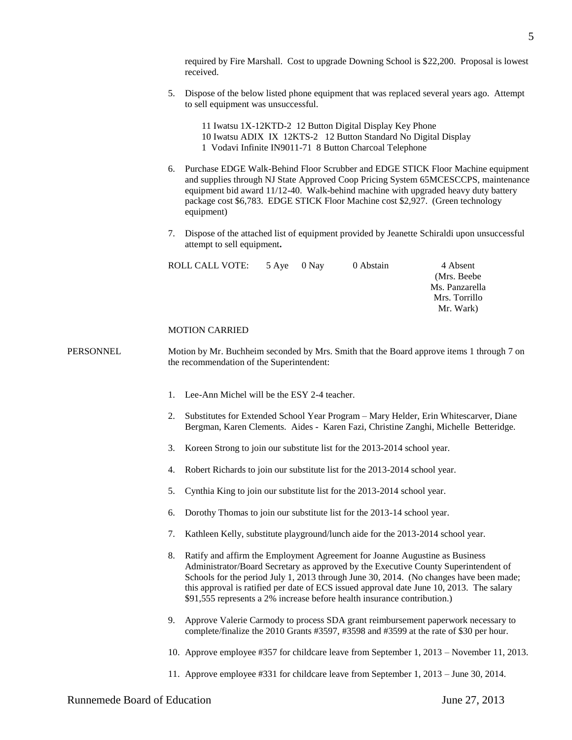required by Fire Marshall. Cost to upgrade Downing School is $22,200. Proposal is lowest received.

5. Dispose of the below listed phone equipment that was replaced several years ago. Attempt to sell equipment was unsuccessful.

   11 Iwatsu 1X-12KTD-2 12 Button Digital Display Key Phone
   10 Iwatsu ADIX IX 12KTS-2 12 Button Standard No Digital Display
   1 Vodavi Infinite IN9011-71 8 Button Charcoal Telephone

6. Purchase EDGE Walk-Behind Floor Scrubber and EDGE STICK Floor Machine equipment and supplies through NJ State Approved Coop Pricing System 65MCESCCPS, maintenance equipment bid award 11/12-40. Walk-behind machine with upgraded heavy duty battery package cost $6,783. EDGE STICK Floor Machine cost $2,927. (Green technology equipment)

7. Dispose of the attached list of equipment provided by Jeanette Schiraldi upon unsuccessful attempt to sell equipment**.**

ROLL CALL VOTE: 5 Aye 0 Nay 0 Abstain 4 Absent (Mrs. Beebe, Ms. Panzarella, Mrs. Torrillo, Mr. Wark)

MOTION CARRIED

PERSONNEL

Motion by Mr. Buchheim seconded by Mrs. Smith that the Board approve items 1 through 7 on the recommendation of the Superintendent:

1. Lee-Ann Michel will be the ESY 2-4 teacher.
2. Substitutes for Extended School Year Program – Mary Helder, Erin Whitescarver, Diane Bergman, Karen Clements. Aides - Karen Fazi, Christine Zanghi, Michelle Betteridge.
3. Koreen Strong to join our substitute list for the 2013-2014 school year.
4. Robert Richards to join our substitute list for the 2013-2014 school year.
5. Cynthia King to join our substitute list for the 2013-2014 school year.
6. Dorothy Thomas to join our substitute list for the 2013-14 school year.
7. Kathleen Kelly, substitute playground/lunch aide for the 2013-2014 school year.
8. Ratify and affirm the Employment Agreement for Joanne Augustine as Business Administrator/Board Secretary as approved by the Executive County Superintendent of Schools for the period July 1, 2013 through June 30, 2014. (No changes have been made; this approval is ratified per date of ECS issued approval date June 10, 2013. The salary $91,555 represents a 2% increase before health insurance contribution.)
9. Approve Valerie Carmody to process SDA grant reimbursement paperwork necessary to complete/finalize the 2010 Grants #3597, #3598 and #3599 at the rate of $30 per hour.
10. Approve employee #357 for childcare leave from September 1, 2013 – November 11, 2013.
11. Approve employee #331 for childcare leave from September 1, 2013 – June 30, 2014.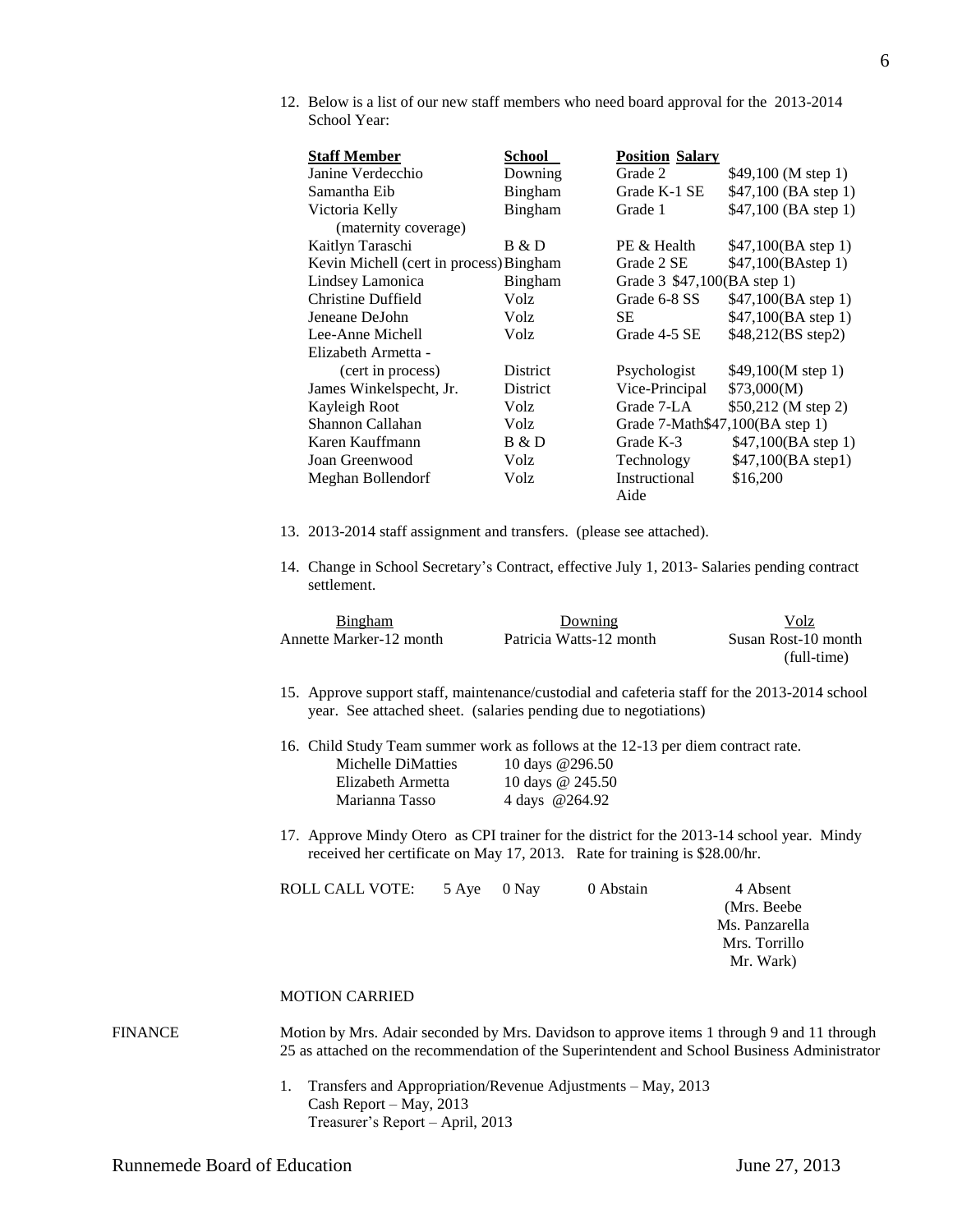12. Below is a list of our new staff members who need board approval for the 2013-2014 School Year:

| Staff Member | School | Position | Salary |
|---|---|---|---|
| Janine Verdecchio | Downing | Grade 2 | $49,100 (M step 1) |
| Samantha Eib | Bingham | Grade K-1 SE | $47,100 (BA step 1) |
| Victoria Kelly (maternity coverage) | Bingham | Grade 1 | $47,100 (BA step 1) |
| Kaitlyn Taraschi | B & D | PE & Health | $47,100(BA step 1) |
| Kevin Michell (cert in process) | Bingham | Grade 2 SE | $47,100(BAstep 1) |
| Lindsey Lamonica | Bingham | Grade 3 | $47,100(BA step 1) |
| Christine Duffield | Volz | Grade 6-8 SS | $47,100(BA step 1) |
| Jeneane DeJohn | Volz | SE | $47,100(BA step 1) |
| Lee-Anne Michell | Volz | Grade 4-5 SE | $48,212(BS step2) |
| Elizabeth Armetta - (cert in process) | District | Psychologist | $49,100(M step 1) |
| James Winkelspecht, Jr. | District | Vice-Principal | $73,000(M) |
| Kayleigh Root | Volz | Grade 7-LA | $50,212 (M step 2) |
| Shannon Callahan | Volz | Grade 7-Math | $47,100(BA step 1) |
| Karen Kauffmann | B & D | Grade K-3 | $47,100(BA step 1) |
| Joan Greenwood | Volz | Technology | $47,100(BA step1) |
| Meghan Bollendorf | Volz | Instructional Aide | $16,200 |

13. 2013-2014 staff assignment and transfers. (please see attached).

14. Change in School Secretary's Contract, effective July 1, 2013- Salaries pending contract settlement.

| Bingham | Downing | Volz |
|---|---|---|
| Annette Marker-12 month | Patricia Watts-12 month | Susan Rost-10 month (full-time) |

15. Approve support staff, maintenance/custodial and cafeteria staff for the 2013-2014 school year. See attached sheet. (salaries pending due to negotiations)

16. Child Study Team summer work as follows at the 12-13 per diem contract rate.

| | |
|---|---|
| Michelle DiMatties | 10 days @296.50 |
| Elizabeth Armetta | 10 days @ 245.50 |
| Marianna Tasso | 4 days @264.92 |

17. Approve Mindy Otero as CPI trainer for the district for the 2013-14 school year. Mindy received her certificate on May 17, 2013. Rate for training is $28.00/hr.

ROLL CALL VOTE: 5 Aye 0 Nay 0 Abstain 4 Absent (Mrs. Beebe, Ms. Panzarella, Mrs. Torrillo, Mr. Wark)

MOTION CARRIED

FINANCE

Motion by Mrs. Adair seconded by Mrs. Davidson to approve items 1 through 9 and 11 through 25 as attached on the recommendation of the Superintendent and School Business Administrator

1. Transfers and Appropriation/Revenue Adjustments – May, 2013
   Cash Report – May, 2013
   Treasurer's Report – April, 2013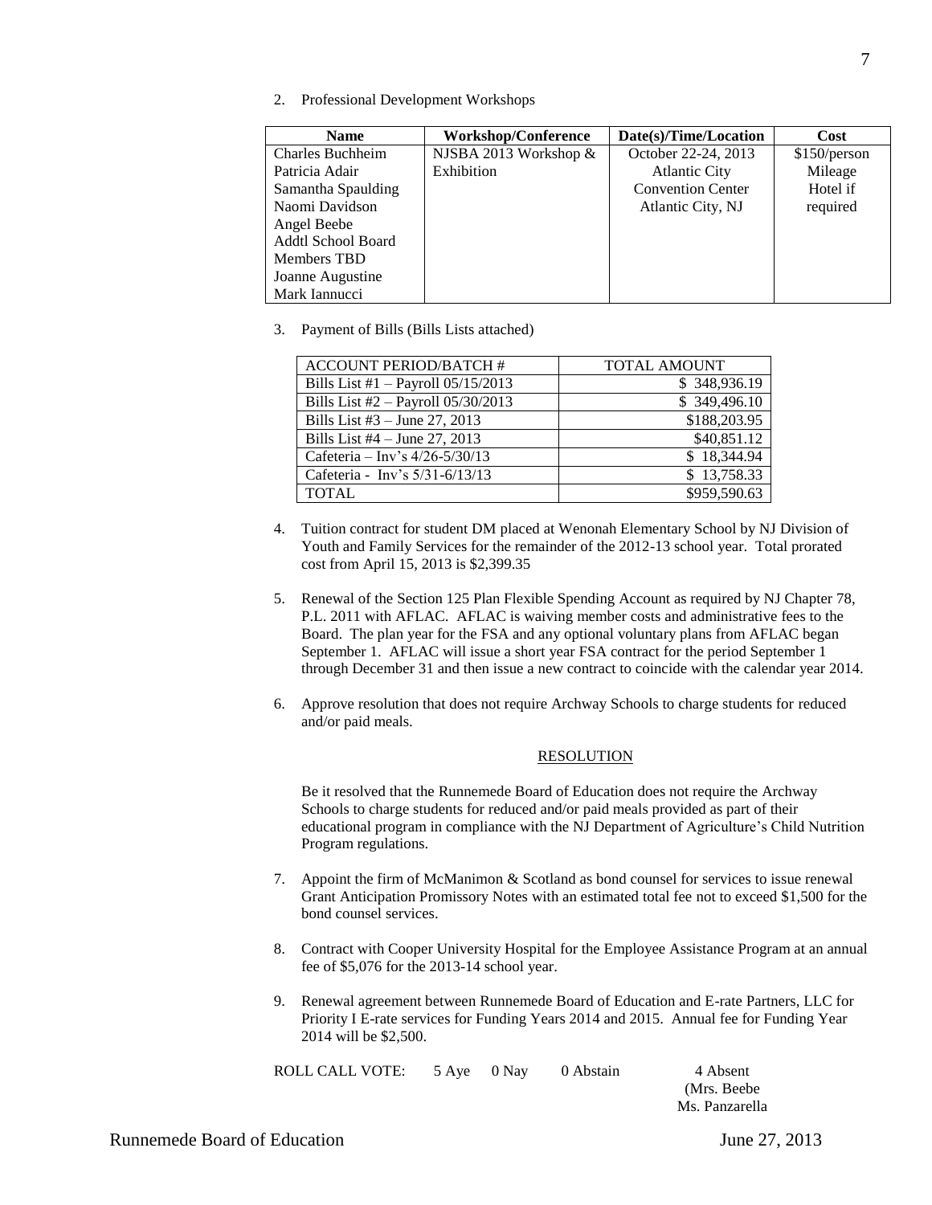2. Professional Development Workshops

| Name | Workshop/Conference | Date(s)/Time/Location | Cost |
|---|---|---|---|
| Charles Buchheim<br>Patricia Adair<br>Samantha Spaulding<br>Naomi Davidson<br>Angel Beebe<br>Addtl School Board Members TBD<br>Joanne Augustine<br>Mark Iannucci | NJSBA 2013 Workshop & Exhibition | October 22-24, 2013<br>Atlantic City Convention Center<br>Atlantic City, NJ | $150/person<br>Mileage<br>Hotel if required |

3. Payment of Bills (Bills Lists attached)

| ACCOUNT PERIOD/BATCH # | TOTAL AMOUNT |
|---|---|
| Bills List #1 – Payroll 05/15/2013 | $ 348,936.19 |
| Bills List #2 – Payroll 05/30/2013 | $ 349,496.10 |
| Bills List #3 – June 27, 2013 | $188,203.95 |
| Bills List #4 – June 27, 2013 | $40,851.12 |
| Cafeteria – Inv's 4/26-5/30/13 | $ 18,344.94 |
| Cafeteria - Inv's 5/31-6/13/13 | $ 13,758.33 |
| TOTAL | $959,590.63 |

4. Tuition contract for student DM placed at Wenonah Elementary School by NJ Division of Youth and Family Services for the remainder of the 2012-13 school year. Total prorated cost from April 15, 2013 is $2,399.35

5. Renewal of the Section 125 Plan Flexible Spending Account as required by NJ Chapter 78, P.L. 2011 with AFLAC. AFLAC is waiving member costs and administrative fees to the Board. The plan year for the FSA and any optional voluntary plans from AFLAC began September 1. AFLAC will issue a short year FSA contract for the period September 1 through December 31 and then issue a new contract to coincide with the calendar year 2014.

6. Approve resolution that does not require Archway Schools to charge students for reduced and/or paid meals.

RESOLUTION

Be it resolved that the Runnemede Board of Education does not require the Archway Schools to charge students for reduced and/or paid meals provided as part of their educational program in compliance with the NJ Department of Agriculture's Child Nutrition Program regulations.

7. Appoint the firm of McManimon & Scotland as bond counsel for services to issue renewal Grant Anticipation Promissory Notes with an estimated total fee not to exceed $1,500 for the bond counsel services.

8. Contract with Cooper University Hospital for the Employee Assistance Program at an annual fee of $5,076 for the 2013-14 school year.

9. Renewal agreement between Runnemede Board of Education and E-rate Partners, LLC for Priority I E-rate services for Funding Years 2014 and 2015. Annual fee for Funding Year 2014 will be $2,500.

ROLL CALL VOTE: 5 Aye 0 Nay 0 Abstain 4 Absent
(Mrs. Beebe
Ms. Panzarella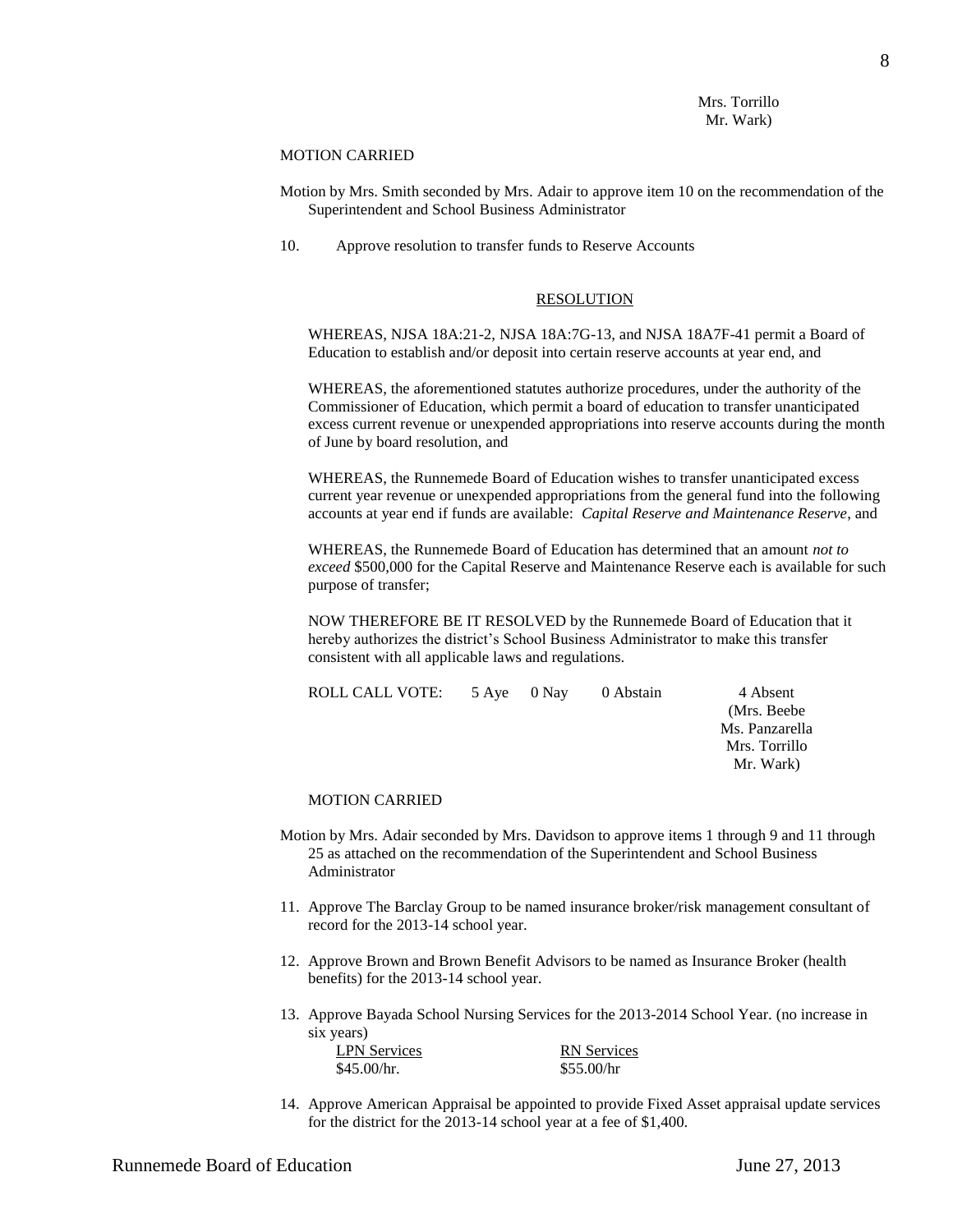Mrs. Torrillo
Mr. Wark)

MOTION CARRIED

Motion by Mrs. Smith seconded by Mrs. Adair to approve item 10 on the recommendation of the Superintendent and School Business Administrator

10. Approve resolution to transfer funds to Reserve Accounts

RESOLUTION

WHEREAS, NJSA 18A:21-2, NJSA 18A:7G-13, and NJSA 18A7F-41 permit a Board of Education to establish and/or deposit into certain reserve accounts at year end, and

WHEREAS, the aforementioned statutes authorize procedures, under the authority of the Commissioner of Education, which permit a board of education to transfer unanticipated excess current revenue or unexpended appropriations into reserve accounts during the month of June by board resolution, and

WHEREAS, the Runnemede Board of Education wishes to transfer unanticipated excess current year revenue or unexpended appropriations from the general fund into the following accounts at year end if funds are available: *Capital Reserve and Maintenance Reserve*, and

WHEREAS, the Runnemede Board of Education has determined that an amount *not to exceed* $500,000 for the Capital Reserve and Maintenance Reserve each is available for such purpose of transfer;

NOW THEREFORE BE IT RESOLVED by the Runnemede Board of Education that it hereby authorizes the district's School Business Administrator to make this transfer consistent with all applicable laws and regulations.

ROLL CALL VOTE: 5 Aye 0 Nay 0 Abstain 4 Absent
(Mrs. Beebe
Ms. Panzarella
Mrs. Torrillo
Mr. Wark)

MOTION CARRIED

Motion by Mrs. Adair seconded by Mrs. Davidson to approve items 1 through 9 and 11 through 25 as attached on the recommendation of the Superintendent and School Business Administrator

11. Approve The Barclay Group to be named insurance broker/risk management consultant of record for the 2013-14 school year.

12. Approve Brown and Brown Benefit Advisors to be named as Insurance Broker (health benefits) for the 2013-14 school year.

13. Approve Bayada School Nursing Services for the 2013-2014 School Year. (no increase in six years)

| LPN Services | RN Services |
|---|---|
| $45.00/hr. | $55.00/hr |

14. Approve American Appraisal be appointed to provide Fixed Asset appraisal update services for the district for the 2013-14 school year at a fee of $1,400.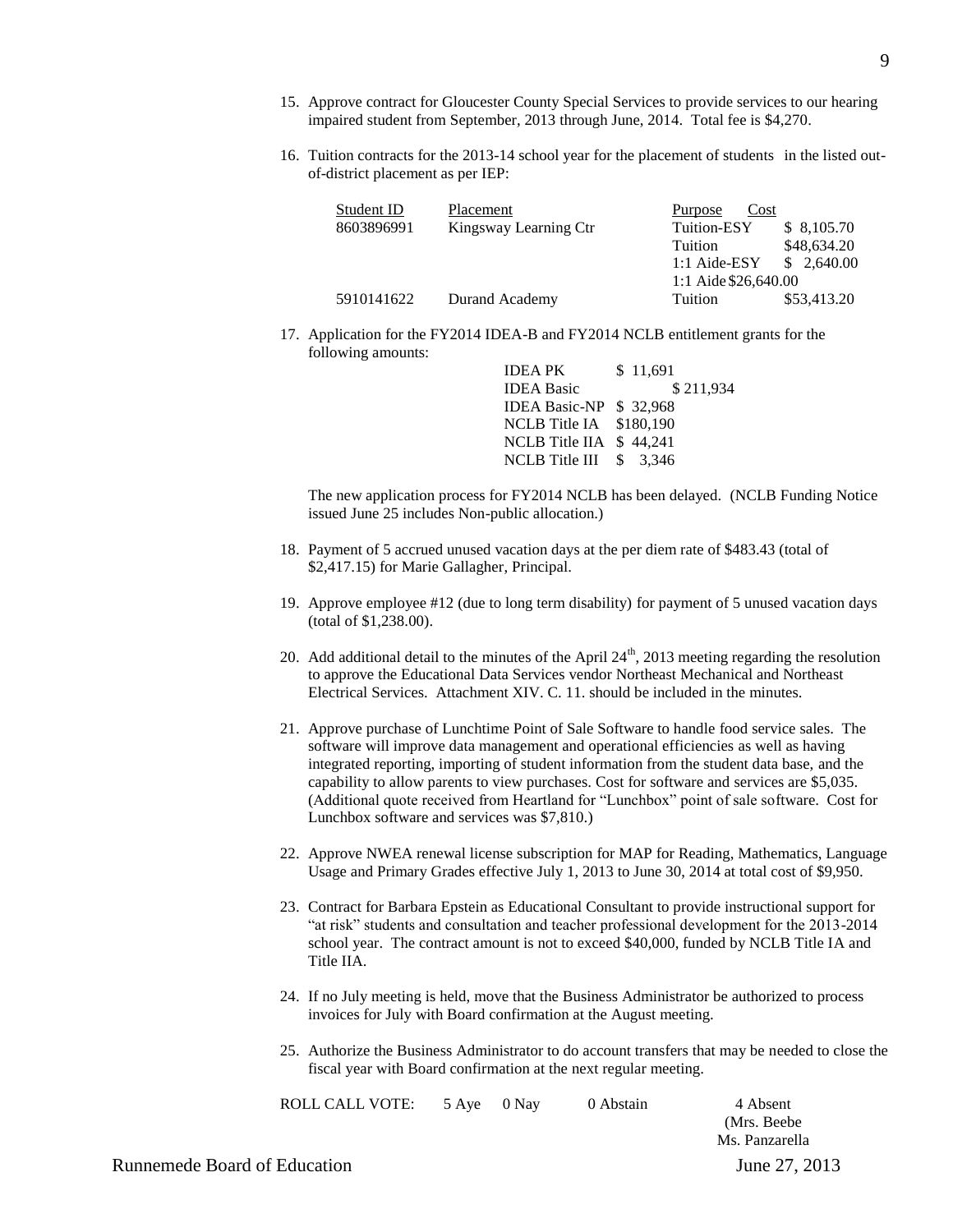15. Approve contract for Gloucester County Special Services to provide services to our hearing impaired student from September, 2013 through June, 2014. Total fee is $4,270.

16. Tuition contracts for the 2013-14 school year for the placement of students in the listed out-of-district placement as per IEP:

| Student ID | Placement | Purpose | Cost |
|---|---|---|---|
| 8603896991 | Kingsway Learning Ctr | Tuition-ESY | $ 8,105.70 |
| | | Tuition | $48,634.20 |
| | | 1:1 Aide-ESY | $ 2,640.00 |
| | | 1:1 Aide | $26,640.00 |
| 5910141622 | Durand Academy | Tuition | $53,413.20 |

17. Application for the FY2014 IDEA-B and FY2014 NCLB entitlement grants for the following amounts:

| | |
|---|---|
| IDEA PK | $ 11,691 |
| IDEA Basic | $ 211,934 |
| IDEA Basic-NP | $ 32,968 |
| NCLB Title IA | $180,190 |
| NCLB Title IIA | $ 44,241 |
| NCLB Title III | $ 3,346 |

The new application process for FY2014 NCLB has been delayed. (NCLB Funding Notice issued June 25 includes Non-public allocation.)

18. Payment of 5 accrued unused vacation days at the per diem rate of $483.43 (total of $2,417.15) for Marie Gallagher, Principal.

19. Approve employee #12 (due to long term disability) for payment of 5 unused vacation days (total of $1,238.00).

20. Add additional detail to the minutes of the April 24th, 2013 meeting regarding the resolution to approve the Educational Data Services vendor Northeast Mechanical and Northeast Electrical Services. Attachment XIV. C. 11. should be included in the minutes.

21. Approve purchase of Lunchtime Point of Sale Software to handle food service sales. The software will improve data management and operational efficiencies as well as having integrated reporting, importing of student information from the student data base, and the capability to allow parents to view purchases. Cost for software and services are $5,035. (Additional quote received from Heartland for "Lunchbox" point of sale software. Cost for Lunchbox software and services was $7,810.)

22. Approve NWEA renewal license subscription for MAP for Reading, Mathematics, Language Usage and Primary Grades effective July 1, 2013 to June 30, 2014 at total cost of $9,950.

23. Contract for Barbara Epstein as Educational Consultant to provide instructional support for "at risk" students and consultation and teacher professional development for the 2013-2014 school year. The contract amount is not to exceed $40,000, funded by NCLB Title IA and Title IIA.

24. If no July meeting is held, move that the Business Administrator be authorized to process invoices for July with Board confirmation at the August meeting.

25. Authorize the Business Administrator to do account transfers that may be needed to close the fiscal year with Board confirmation at the next regular meeting.

ROLL CALL VOTE: 5 Aye 0 Nay 0 Abstain 4 Absent
(Mrs. Beebe
Ms. Panzarella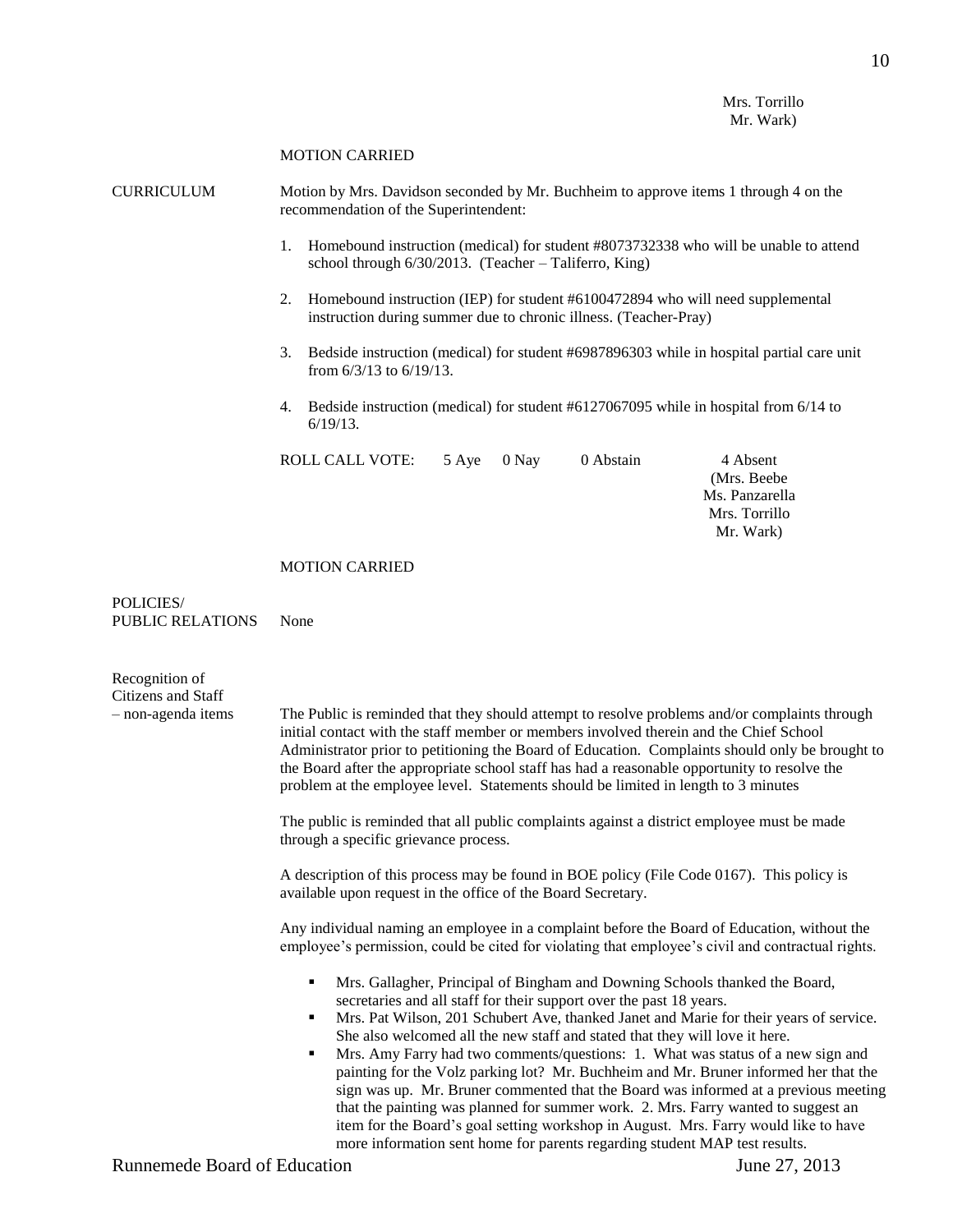Mrs. Torrillo
Mr. Wark)

MOTION CARRIED

**CURRICULUM**

Motion by Mrs. Davidson seconded by Mr. Buchheim to approve items 1 through 4 on the recommendation of the Superintendent:

1. Homebound instruction (medical) for student #8073732338 who will be unable to attend school through 6/30/2013. (Teacher – Taliferro, King)
2. Homebound instruction (IEP) for student #6100472894 who will need supplemental instruction during summer due to chronic illness. (Teacher-Pray)
3. Bedside instruction (medical) for student #6987896303 while in hospital partial care unit from 6/3/13 to 6/19/13.
4. Bedside instruction (medical) for student #6127067095 while in hospital from 6/14 to 6/19/13.

ROLL CALL VOTE: 5 Aye 0 Nay 0 Abstain 4 Absent (Mrs. Beebe, Ms. Panzarella, Mrs. Torrillo, Mr. Wark)

MOTION CARRIED

**POLICIES/ PUBLIC RELATIONS**

None

**Recognition of Citizens and Staff – non-agenda items**

The Public is reminded that they should attempt to resolve problems and/or complaints through initial contact with the staff member or members involved therein and the Chief School Administrator prior to petitioning the Board of Education. Complaints should only be brought to the Board after the appropriate school staff has had a reasonable opportunity to resolve the problem at the employee level. Statements should be limited in length to 3 minutes

The public is reminded that all public complaints against a district employee must be made through a specific grievance process.

A description of this process may be found in BOE policy (File Code 0167). This policy is available upon request in the office of the Board Secretary.

Any individual naming an employee in a complaint before the Board of Education, without the employee's permission, could be cited for violating that employee's civil and contractual rights.

- Mrs. Gallagher, Principal of Bingham and Downing Schools thanked the Board, secretaries and all staff for their support over the past 18 years.
- Mrs. Pat Wilson, 201 Schubert Ave, thanked Janet and Marie for their years of service. She also welcomed all the new staff and stated that they will love it here.
- Mrs. Amy Farry had two comments/questions: 1. What was status of a new sign and painting for the Volz parking lot? Mr. Buchheim and Mr. Bruner informed her that the sign was up. Mr. Bruner commented that the Board was informed at a previous meeting that the painting was planned for summer work. 2. Mrs. Farry wanted to suggest an item for the Board's goal setting workshop in August. Mrs. Farry would like to have more information sent home for parents regarding student MAP test results.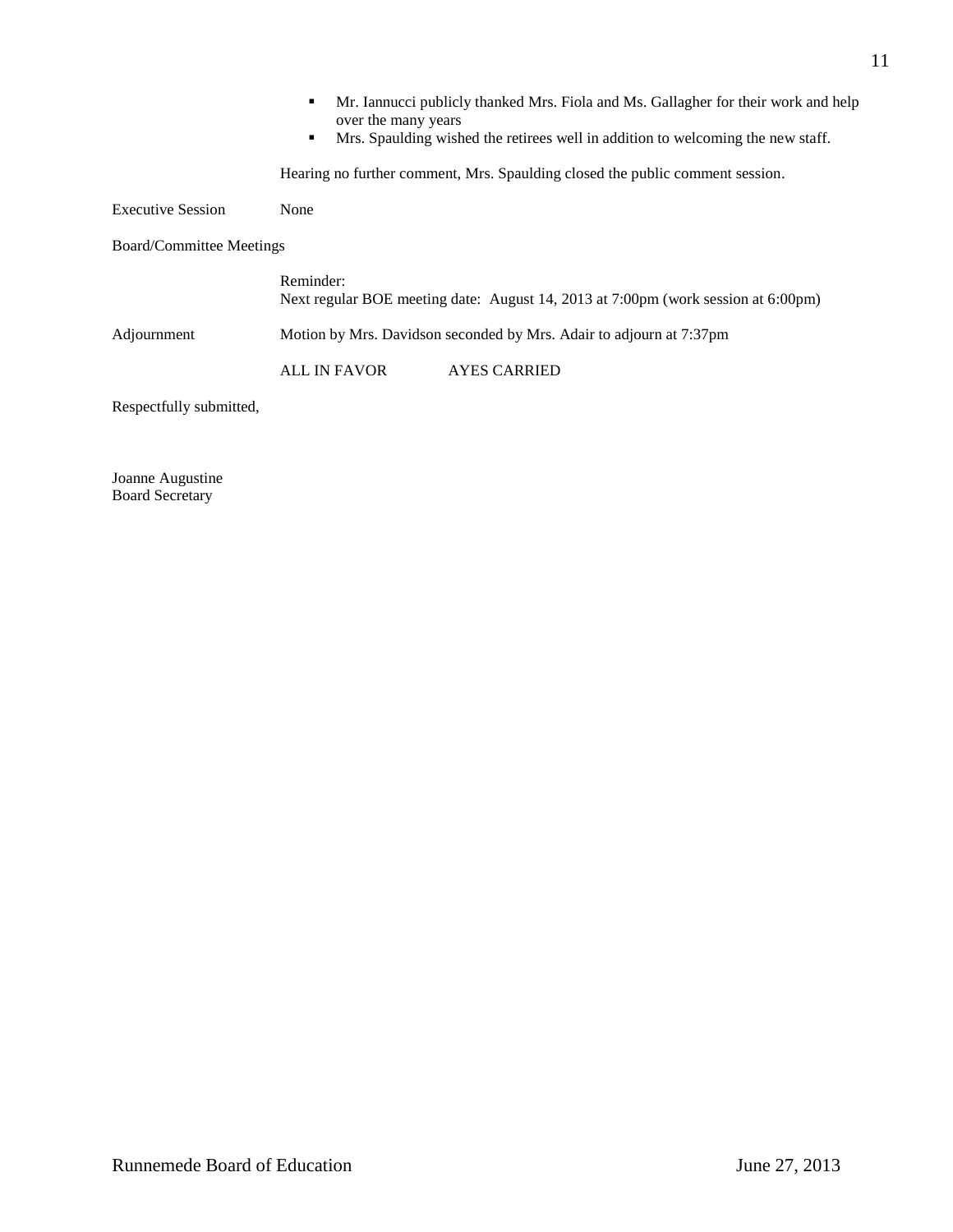- Mr. Iannucci publicly thanked Mrs. Fiola and Ms. Gallagher for their work and help over the many years
- Mrs. Spaulding wished the retirees well in addition to welcoming the new staff.

Hearing no further comment, Mrs. Spaulding closed the public comment session.

Executive Session None

Board/Committee Meetings

Reminder:
Next regular BOE meeting date: August 14, 2013 at 7:00pm (work session at 6:00pm)

Adjournment Motion by Mrs. Davidson seconded by Mrs. Adair to adjourn at 7:37pm

ALL IN FAVOR AYES CARRIED

Respectfully submitted,

Joanne Augustine
Board Secretary